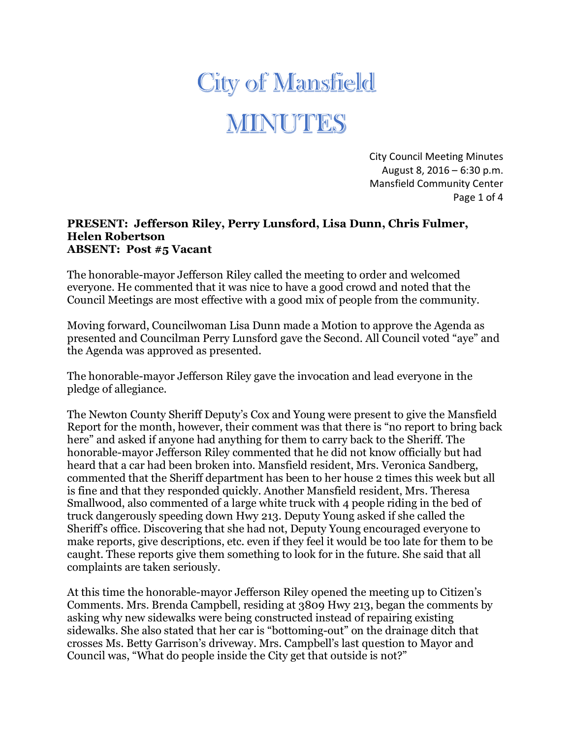# City of Mansfield

# MINUTES

City Council Meeting Minutes
August 8, 2016 – 6:30 p.m.
Mansfield Community Center

**PRESENT: Jefferson Riley, Perry Lunsford, Lisa Dunn, Chris Fulmer, Helen Robertson**
**ABSENT: Post #5 Vacant**

The honorable-mayor Jefferson Riley called the meeting to order and welcomed everyone. He commented that it was nice to have a good crowd and noted that the Council Meetings are most effective with a good mix of people from the community.

Moving forward, Councilwoman Lisa Dunn made a Motion to approve the Agenda as presented and Councilman Perry Lunsford gave the Second. All Council voted "aye" and the Agenda was approved as presented.

The honorable-mayor Jefferson Riley gave the invocation and lead everyone in the pledge of allegiance.

The Newton County Sheriff Deputy's Cox and Young were present to give the Mansfield Report for the month, however, their comment was that there is "no report to bring back here" and asked if anyone had anything for them to carry back to the Sheriff. The honorable-mayor Jefferson Riley commented that he did not know officially but had heard that a car had been broken into. Mansfield resident, Mrs. Veronica Sandberg, commented that the Sheriff department has been to her house 2 times this week but all is fine and that they responded quickly. Another Mansfield resident, Mrs. Theresa Smallwood, also commented of a large white truck with 4 people riding in the bed of truck dangerously speeding down Hwy 213. Deputy Young asked if she called the Sheriff's office. Discovering that she had not, Deputy Young encouraged everyone to make reports, give descriptions, etc. even if they feel it would be too late for them to be caught. These reports give them something to look for in the future. She said that all complaints are taken seriously.

At this time the honorable-mayor Jefferson Riley opened the meeting up to Citizen's Comments. Mrs. Brenda Campbell, residing at 3809 Hwy 213, began the comments by asking why new sidewalks were being constructed instead of repairing existing sidewalks. She also stated that her car is "bottoming-out" on the drainage ditch that crosses Ms. Betty Garrison's driveway. Mrs. Campbell's last question to Mayor and Council was, "What do people inside the City get that outside is not?"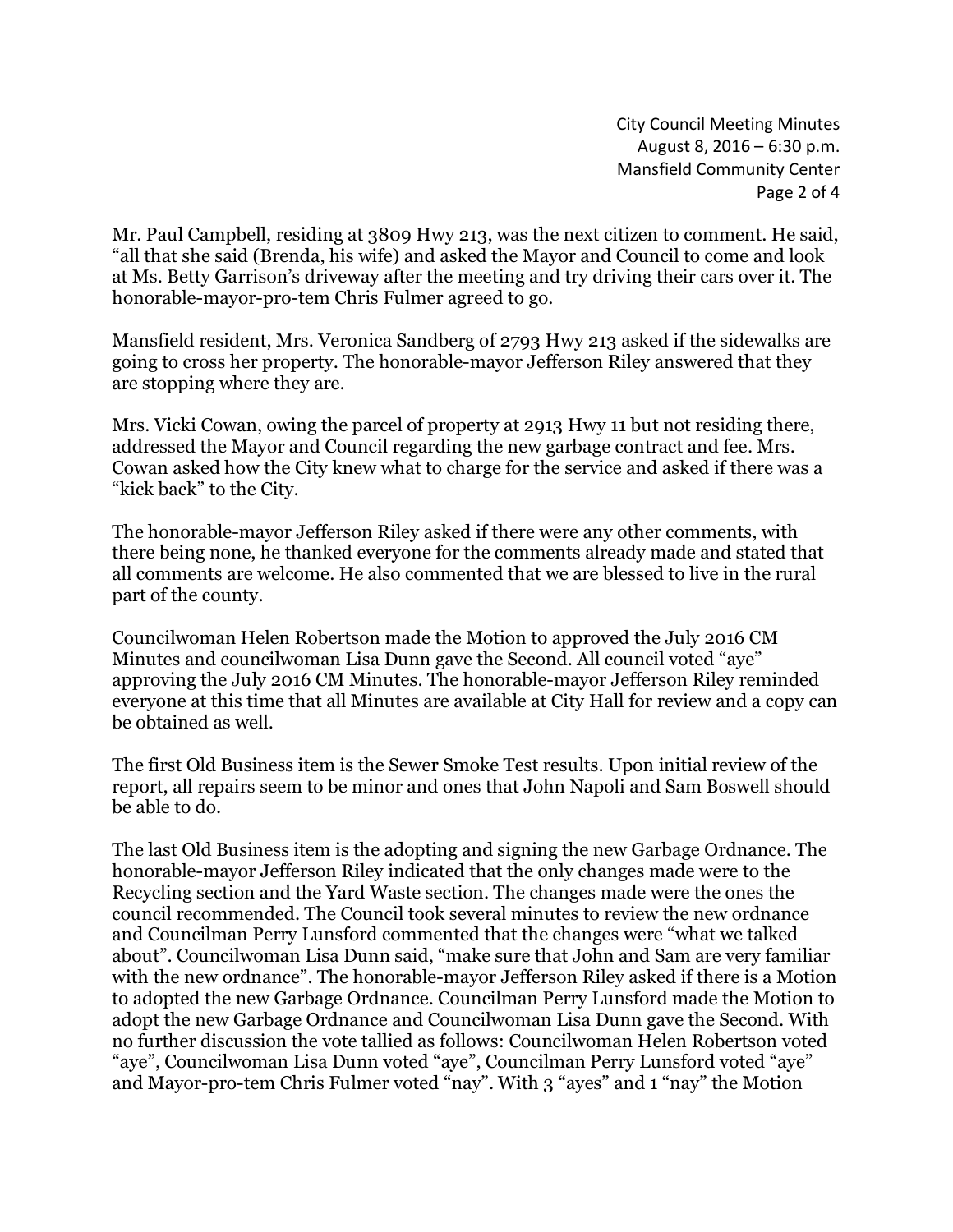Mr. Paul Campbell, residing at 3809 Hwy 213, was the next citizen to comment. He said, "all that she said (Brenda, his wife) and asked the Mayor and Council to come and look at Ms. Betty Garrison's driveway after the meeting and try driving their cars over it. The honorable-mayor-pro-tem Chris Fulmer agreed to go.

Mansfield resident, Mrs. Veronica Sandberg of 2793 Hwy 213 asked if the sidewalks are going to cross her property. The honorable-mayor Jefferson Riley answered that they are stopping where they are.

Mrs. Vicki Cowan, owing the parcel of property at 2913 Hwy 11 but not residing there, addressed the Mayor and Council regarding the new garbage contract and fee. Mrs. Cowan asked how the City knew what to charge for the service and asked if there was a "kick back" to the City.

The honorable-mayor Jefferson Riley asked if there were any other comments, with there being none, he thanked everyone for the comments already made and stated that all comments are welcome. He also commented that we are blessed to live in the rural part of the county.

Councilwoman Helen Robertson made the Motion to approved the July 2016 CM Minutes and councilwoman Lisa Dunn gave the Second. All council voted "aye" approving the July 2016 CM Minutes. The honorable-mayor Jefferson Riley reminded everyone at this time that all Minutes are available at City Hall for review and a copy can be obtained as well.

The first Old Business item is the Sewer Smoke Test results. Upon initial review of the report, all repairs seem to be minor and ones that John Napoli and Sam Boswell should be able to do.

The last Old Business item is the adopting and signing the new Garbage Ordnance. The honorable-mayor Jefferson Riley indicated that the only changes made were to the Recycling section and the Yard Waste section. The changes made were the ones the council recommended. The Council took several minutes to review the new ordnance and Councilman Perry Lunsford commented that the changes were "what we talked about". Councilwoman Lisa Dunn said, "make sure that John and Sam are very familiar with the new ordnance". The honorable-mayor Jefferson Riley asked if there is a Motion to adopted the new Garbage Ordnance. Councilman Perry Lunsford made the Motion to adopt the new Garbage Ordnance and Councilwoman Lisa Dunn gave the Second. With no further discussion the vote tallied as follows: Councilwoman Helen Robertson voted "aye", Councilwoman Lisa Dunn voted "aye", Councilman Perry Lunsford voted "aye" and Mayor-pro-tem Chris Fulmer voted "nay". With 3 "ayes" and 1 "nay" the Motion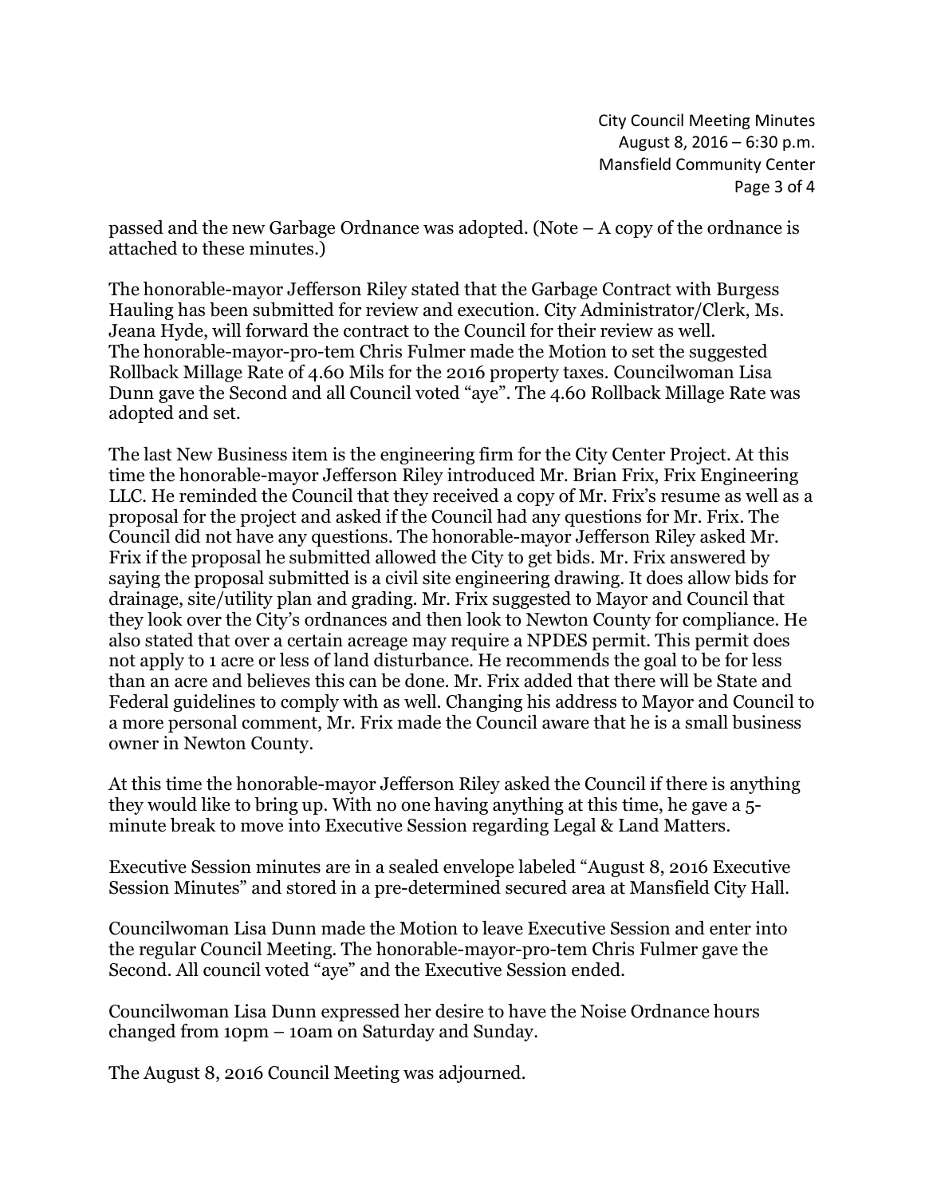passed and the new Garbage Ordnance was adopted. (Note – A copy of the ordnance is attached to these minutes.)

The honorable-mayor Jefferson Riley stated that the Garbage Contract with Burgess Hauling has been submitted for review and execution. City Administrator/Clerk, Ms. Jeana Hyde, will forward the contract to the Council for their review as well.
The honorable-mayor-pro-tem Chris Fulmer made the Motion to set the suggested Rollback Millage Rate of 4.60 Mils for the 2016 property taxes. Councilwoman Lisa Dunn gave the Second and all Council voted "aye". The 4.60 Rollback Millage Rate was adopted and set.

The last New Business item is the engineering firm for the City Center Project. At this time the honorable-mayor Jefferson Riley introduced Mr. Brian Frix, Frix Engineering LLC. He reminded the Council that they received a copy of Mr. Frix's resume as well as a proposal for the project and asked if the Council had any questions for Mr. Frix. The Council did not have any questions. The honorable-mayor Jefferson Riley asked Mr. Frix if the proposal he submitted allowed the City to get bids. Mr. Frix answered by saying the proposal submitted is a civil site engineering drawing. It does allow bids for drainage, site/utility plan and grading. Mr. Frix suggested to Mayor and Council that they look over the City's ordnances and then look to Newton County for compliance. He also stated that over a certain acreage may require a NPDES permit. This permit does not apply to 1 acre or less of land disturbance. He recommends the goal to be for less than an acre and believes this can be done. Mr. Frix added that there will be State and Federal guidelines to comply with as well. Changing his address to Mayor and Council to a more personal comment, Mr. Frix made the Council aware that he is a small business owner in Newton County.

At this time the honorable-mayor Jefferson Riley asked the Council if there is anything they would like to bring up. With no one having anything at this time, he gave a 5-minute break to move into Executive Session regarding Legal & Land Matters.

Executive Session minutes are in a sealed envelope labeled "August 8, 2016 Executive Session Minutes" and stored in a pre-determined secured area at Mansfield City Hall.

Councilwoman Lisa Dunn made the Motion to leave Executive Session and enter into the regular Council Meeting. The honorable-mayor-pro-tem Chris Fulmer gave the Second. All council voted "aye" and the Executive Session ended.

Councilwoman Lisa Dunn expressed her desire to have the Noise Ordnance hours changed from 10pm – 10am on Saturday and Sunday.

The August 8, 2016 Council Meeting was adjourned.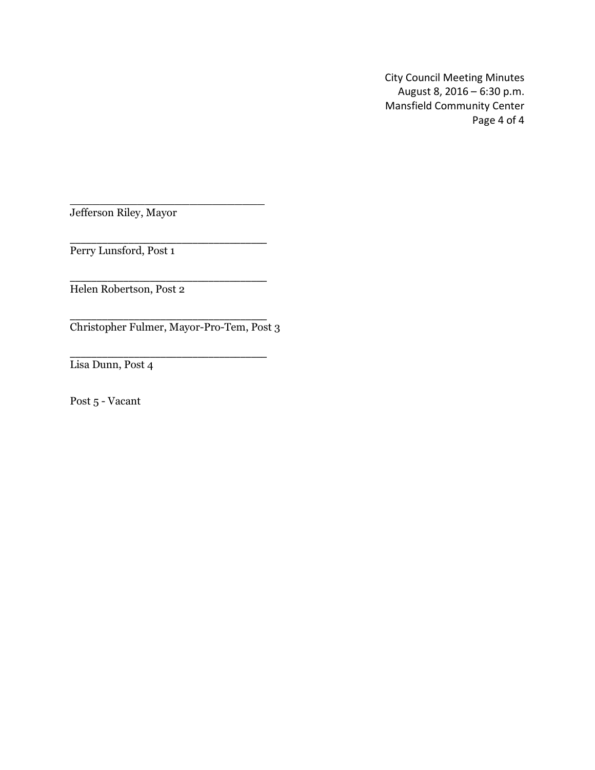_____________________________
Jefferson Riley, Mayor

_____________________________
Perry Lunsford, Post 1

_____________________________
Helen Robertson, Post 2

_____________________________
Christopher Fulmer, Mayor-Pro-Tem, Post 3

_____________________________
Lisa Dunn, Post 4

Post 5 - Vacant